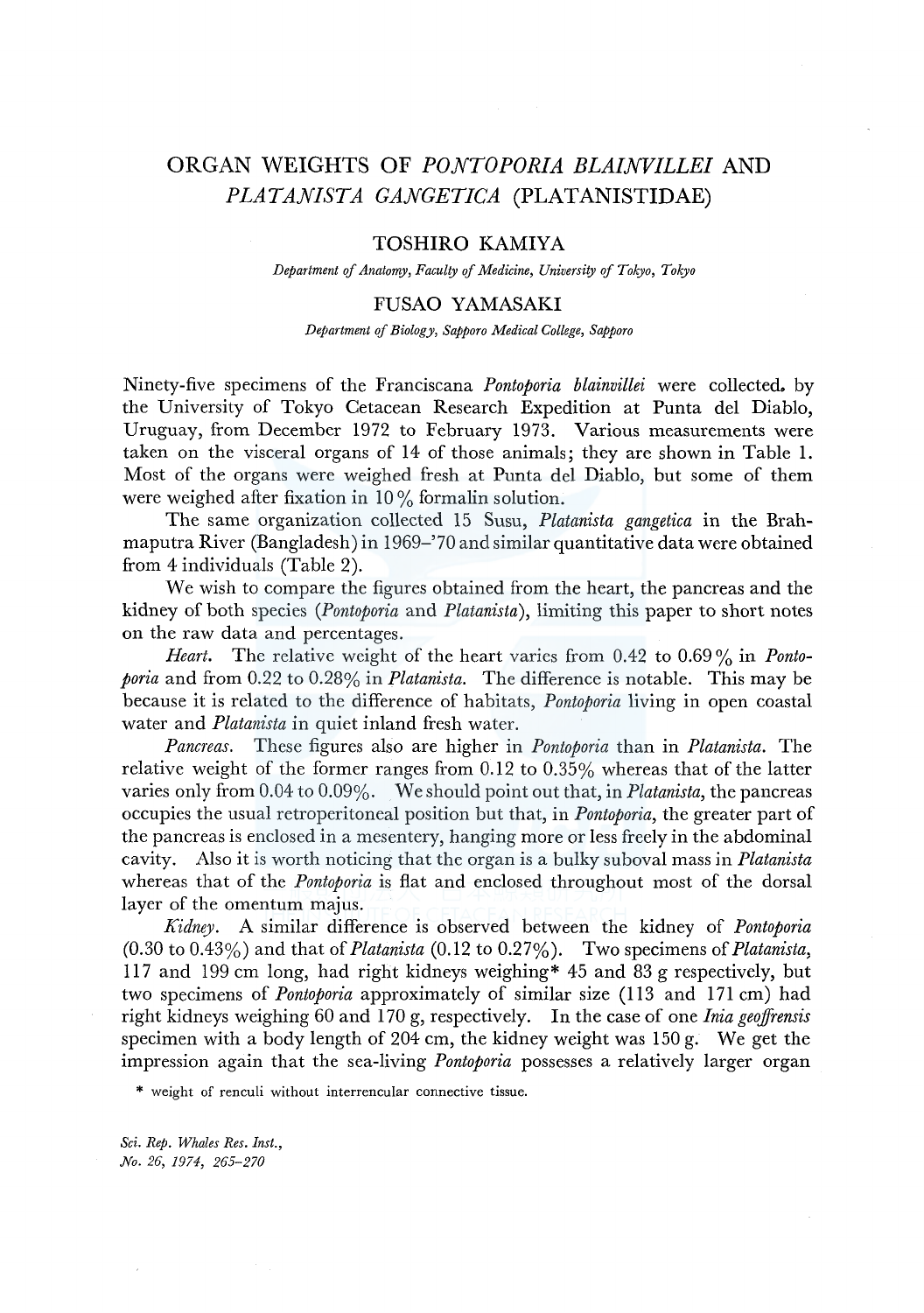# ORGAN WEIGHTS OF *PONTOPORIA BLAINVILLEI* AND *PLATANISTA GANGETICA* (PLATANISTIDAE)

## TOSHIRO KAMIYA

*Department of Anatomy, Faculty of Medicine, University of Tokyo, Tokyo*

## FUSAO YAMASAKI

*Department of Biology, Sapporo Medical College, Sapporo*

Ninety-five specimens of the Franciscana *Pontoporia blainvillei* were collected. by the University of Tokyo Cetacean Research Expedition at Punta del Diablo, Uruguay, from December 1972 to February 1973. Various measurements were taken on the visceral organs of 14 of those animals; they are shown in Table 1. Most of the organs were weighed fresh at Punta del Diablo, but some of them were weighed after fixation in 10 % formalin solution.

The same organization collected 15 Susu, *Platanista gangetica* in the Brahmaputra River (Bangladesh) in 1969–'70 and similar quantitative data were obtained from 4 individuals (Table 2).

We wish to compare the figures obtained from the heart, the pancreas and the kidney of both species (*Pontoporia* and *Platanista*), limiting this paper to short notes on the raw data and percentages.

*Heart.* The relative weight of the heart varies from 0.42 to 0.69 % in *Pontoporia* and from 0.22 to 0.28% in *Platanista*. The difference is notable. This may be because it is related to the difference of habitats, *Pontoporia* living in open coastal water and *Platanista* in quiet inland fresh water.

*Pancreas.* These figures also are higher in *Pontoporia* than in *Platanista*. The relative weight of the former ranges from 0.12 to 0.35% whereas that of the latter varies only from 0.04 to 0.09%. We should point out that, in *Platanista*, the pancreas occupies the usual retroperitoneal position but that, in *Pontoporia*, the greater part of the pancreas is enclosed in a mesentery, hanging more or less freely in the abdominal cavity. Also it is worth noticing that the organ is a bulky suboval mass in *Platanista* whereas that of the *Pontoporia* is flat and enclosed throughout most of the dorsal layer of the omentum majus.

*Kidney.* A similar difference is observed between the kidney of *Pontoporia* (0.30 to 0.43%) and that of *Platanista* (0.12 to 0.27%). Two specimens of *Platanista*, 117 and 199 cm long, had right kidneys weighing* 45 and 83 g respectively, but two specimens of *Pontoporia* approximately of similar size (113 and 171 cm) had right kidneys weighing 60 and 170 g, respectively. In the case of one *Inia geoffrensis* specimen with a body length of 204 cm, the kidney weight was 150 g. We get the impression again that the sea-living *Pontoporia* possesses a relatively larger organ

\* weight of renculi without interrencular connective tissue.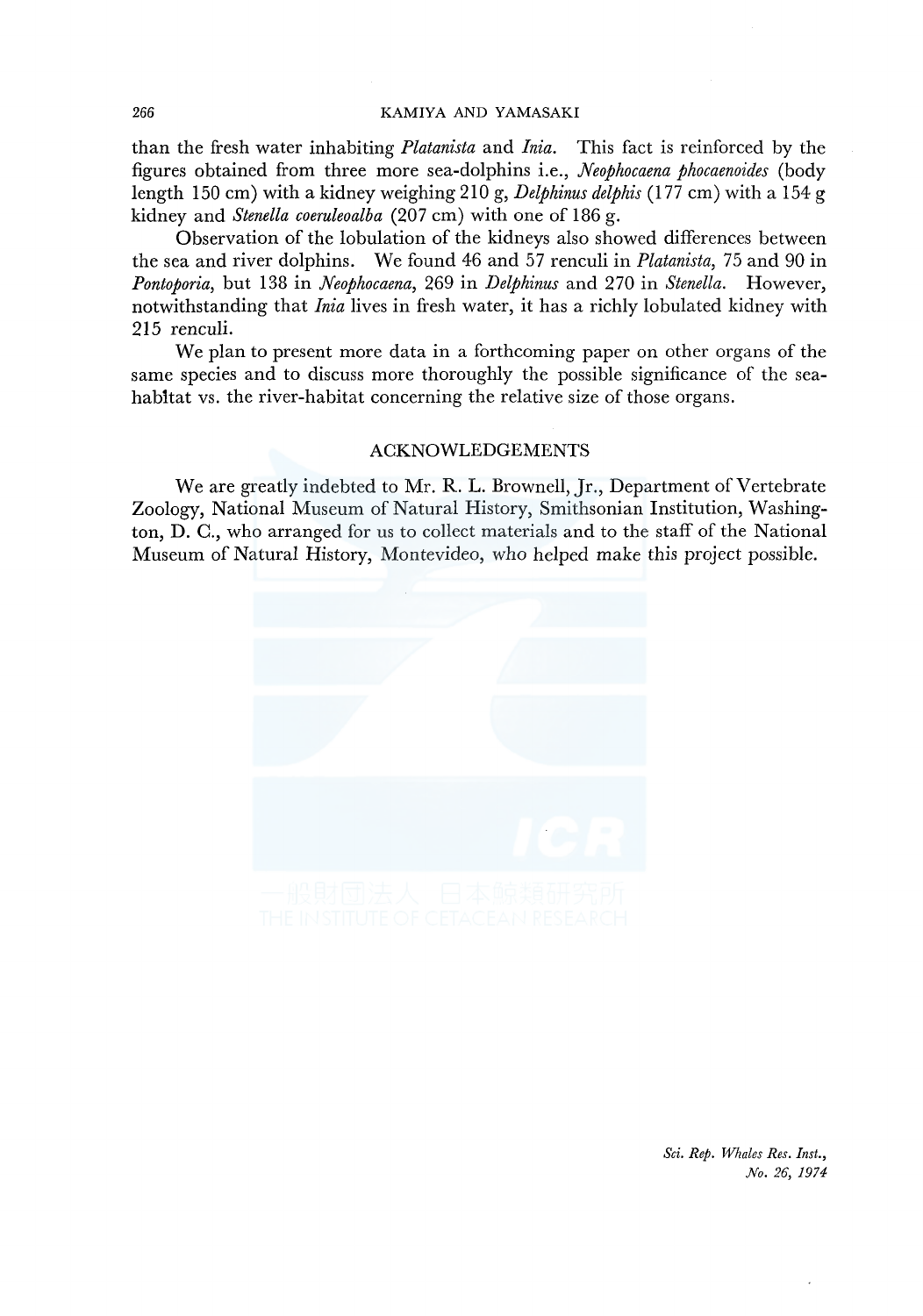than the fresh water inhabiting *Platanista* and *Inia*. This fact is reinforced by the figures obtained from three more sea-dolphins i.e., *Neophocaena phocaenoides* (body length 150 cm) with a kidney weighing 210 g, *Delphinus delphis* (177 cm) with a 154 g kidney and *Stenella coeruleoalba* (207 cm) with one of 186 g.

Observation of the lobulation of the kidneys also showed differences between the sea and river dolphins. We found 46 and 57 renculi in *Platanista*, 75 and 90 in *Pontoporia*, but 138 in *Neophocaena*, 269 in *Delphinus* and 270 in *Stenella*. However, notwithstanding that *Inia* lives in fresh water, it has a richly lobulated kidney with 215 renculi.

We plan to present more data in a forthcoming paper on other organs of the same species and to discuss more thoroughly the possible significance of the sea-habitat vs. the river-habitat concerning the relative size of those organs.

## ACKNOWLEDGEMENTS

We are greatly indebted to Mr. R. L. Brownell, Jr., Department of Vertebrate Zoology, National Museum of Natural History, Smithsonian Institution, Washington, D. C., who arranged for us to collect materials and to the staff of the National Museum of Natural History, Montevideo, who helped make this project possible.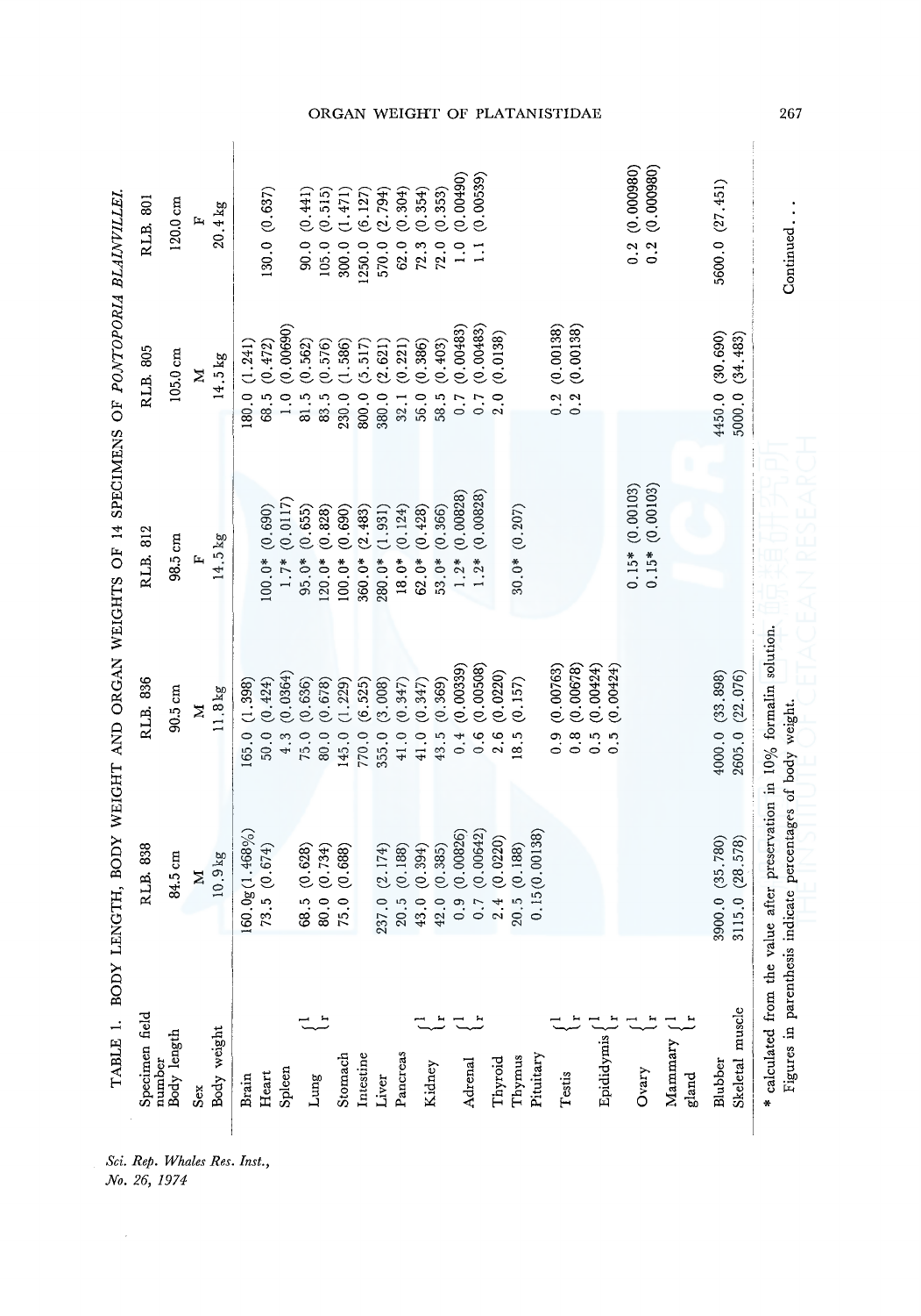TABLE 1. BODY LENGTH, BODY WEIGHT AND ORGAN WEIGHTS OF 14 SPECIMENS OF *PONTOPORIA BLAINVILLEI*

| Specimen field number | | RLB. 838 | RLB. 836 | RLB. 812 | RLB. 805 | RLB. 801 |
|---|---|---|---|---|---|---|
| Body length | | 84.5 cm | 90.5 cm | 98.5 cm | 105.0 cm | 120.0 cm |
| Sex | | M | M | F | M | F |
| Body weight | | 10.9 kg | 11.8 kg | 14.5 kg | 14.5 kg | 20.4 kg |
| Brain | | 160.0g (1.468%) | 165.0 (1.398) | | 180.0 (1.241) | |
| Heart | | 73.5 (0.674) | 50.0 (0.424) | 100.0* (0.690) | 68.5 (0.472) | 130.0 (0.637) |
| Spleen | | | 4.3 (0.0364) | 1.7* (0.0117) | 1.0 (0.00690) | |
| Lung | l | 68.5 (0.628) | 75.0 (0.636) | 95.0* (0.655) | 81.5 (0.562) | 90.0 (0.441) |
| | r | 80.0 (0.734) | 80.0 (0.678) | 120.0* (0.828) | 83.5 (0.576) | 105.0 (0.515) |
| Stomach | | 75.0 (0.688) | 145.0 (1.229) | 100.0* (0.690) | 230.0 (1.586) | 300.0 (1.471) |
| Intestine | | | 770.0 (6.525) | 360.0* (2.483) | 800.0 (5.517) | 1250.0 (6.127) |
| Liver | | 237.0 (2.174) | 355.0 (3.008) | 280.0* (1.931) | 380.0 (2.621) | 570.0 (2.794) |
| Pancreas | | 20.5 (0.188) | 41.0 (0.347) | 18.0* (0.124) | 32.1 (0.221) | 62.0 (0.304) |
| Kidney | l | 43.0 (0.394) | 41.0 (0.347) | 62.0* (0.428) | 56.0 (0.386) | 72.3 (0.354) |
| | r | 42.0 (0.385) | 43.5 (0.369) | 53.0* (0.366) | 58.5 (0.403) | 72.0 (0.353) |
| Adrenal | l | 0.9 (0.00826) | 0.4 (0.00339) | 1.2* (0.00828) | 0.7 (0.00483) | 1.0 (0.00490) |
| | r | 0.7 (0.00642) | 0.6 (0.00508) | 1.2* (0.00828) | 0.7 (0.00483) | 1.1 (0.00539) |
| Thyroid | | 2.4 (0.0220) | 2.6 (0.0220) | | 2.0 (0.0138) | |
| Thymus | | 20.5 (0.188) | 18.5 (0.157) | 30.0* (0.207) | | |
| Pituitary | | 0.15 (0.00138) | | | | |
| Testis | l | | 0.9 (0.00763) | | 0.2 (0.00138) | |
| | r | | 0.8 (0.00678) | | 0.2 (0.00138) | |
| Epididymis | l | | 0.5 (0.00424) | | | |
| | r | | 0.5 (0.00424) | | | |
| Ovary | l | | | 0.15* (0.00103) | | 0.2 (0.000980) |
| | r | | | 0.15* (0.00103) | | 0.2 (0.000980) |
| Mammary gland | l | | | | | |
| | r | | | | | |
| Blubber | | 3900.0 (35.780) | 4000.0 (33.898) | | 4450.0 (30.690) | 5600.0 (27.451) |
| Skeletal muscle | | 3115.0 (28.578) | 2605.0 (22.076) | | 5000.0 (34.483) | |

\* calculated from the value after preservation in 10% formalin solution.
Figures in parenthesis indicate percentages of body weight.

Continued . . .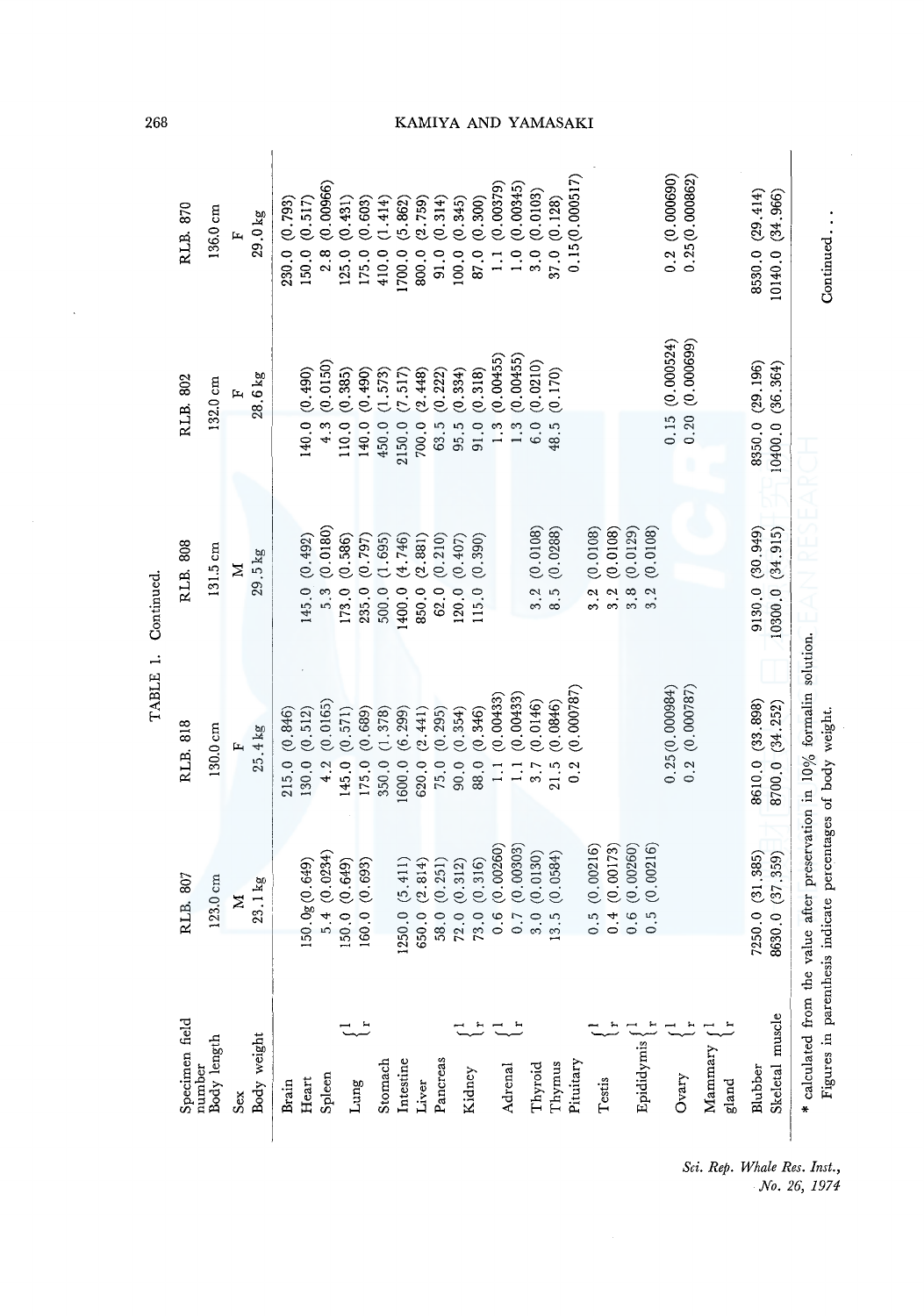TABLE 1. Continued.

| Specimen field number | | R.I.B. 807 | R.I.B. 818 | R.I.B. 808 | R.I.B. 802 | R.I.B. 870 |
|---|---|---|---|---|---|---|
| Body length | | 123.0 cm | 130.0 cm | 131.5 cm | 132.0 cm | 136.0 cm |
| Sex | | M | F | M | F | F |
| Body weight | | 23.1 kg | 25.4 kg | 29.5 kg | 28.6 kg | 29.0 kg |
| Brain | | | 215.0 (0.846) | | | 230.0 (0.793) |
| Heart | | 150.0g (0.649) | 130.0 (0.512) | 145.0 (0.492) | 140.0 (0.490) | 150.0 (0.517) |
| Spleen | | 5.4 (0.0234) | 4.2 (0.0165) | 5.3 (0.0180) | 4.3 (0.0150) | 2.8 (0.00966) |
| Lung | l | 150.0 (0.649) | 145.0 (0.571) | 173.0 (0.586) | 110.0 (0.385) | 125.0 (0.431) |
| | r | 160.0 (0.693) | 175.0 (0.689) | 235.0 (0.797) | 140.0 (0.490) | 175.0 (0.603) |
| Stomach | | | 350.0 (1.378) | 500.0 (1.695) | 450.0 (1.573) | 410.0 (1.414) |
| Intestine | | 1250.0 (5.411) | 1600.0 (6.299) | 1400.0 (4.746) | 2150.0 (7.517) | 1700.0 (5.862) |
| Liver | | 650.0 (2.814) | 620.0 (2.441) | 850.0 (2.881) | 700.0 (2.448) | 800.0 (2.759) |
| Pancreas | | 58.0 (0.251) | 75.0 (0.295) | 62.0 (0.210) | 63.5 (0.222) | 91.0 (0.314) |
| Kidney | l | 72.0 (0.312) | 90.0 (0.354) | 120.0 (0.407) | 95.5 (0.334) | 100.0 (0.345) |
| | r | 73.0 (0.316) | 88.0 (0.346) | 115.0 (0.390) | 91.0 (0.318) | 87.0 (0.300) |
| Adrenal | l | 0.6 (0.00260) | 1.1 (0.00433) | | 1.3 (0.00455) | 1.1 (0.00379) |
| | r | 0.7 (0.00303) | 1.1 (0.00433) | | 1.3 (0.00455) | 1.0 (0.00345) |
| Thyroid | | 3.0 (0.0130) | 3.7 (0.0146) | 3.2 (0.0108) | 6.0 (0.0210) | 3.0 (0.0103) |
| Thymus | | 13.5 (0.0584) | 21.5 (0.0846) | 8.5 (0.0288) | 48.5 (0.170) | 37.0 (0.128) |
| Pituitary | | | 0.2 (0.000787) | | | 0.15 (0.000517) |
| Testis | l | 0.5 (0.00216) | | 3.2 (0.0108) | | |
| | r | 0.4 (0.00173) | | 3.2 (0.0108) | | |
| Epididymis | l | 0.6 (0.00260) | | 3.8 (0.0129) | | |
| | r | 0.5 (0.00216) | | 3.2 (0.0108) | | |
| Ovary | l | | 0.25 (0.000984) | | 0.15 (0.000524) | 0.2 (0.000690) |
| | r | | 0.2 (0.000787) | | 0.20 (0.000699) | 0.25 (0.000862) |
| Mammary gland | l | | | | | |
| | r | | | | | |
| Blubber | | 7250.0 (31.385) | 8610.0 (33.898) | 9130.0 (30.949) | 8350.0 (29.196) | 8530.0 (29.414) |
| Skeletal muscle | | 8630.0 (37.359) | 8700.0 (34.252) | 10300.0 (34.915) | 10400.0 (36.364) | 10140.0 (34.966) |

\* calculated from the value after preservation in 10% formalin solution.
Figures in parenthesis indicate percentages of body weight.

Continued . . .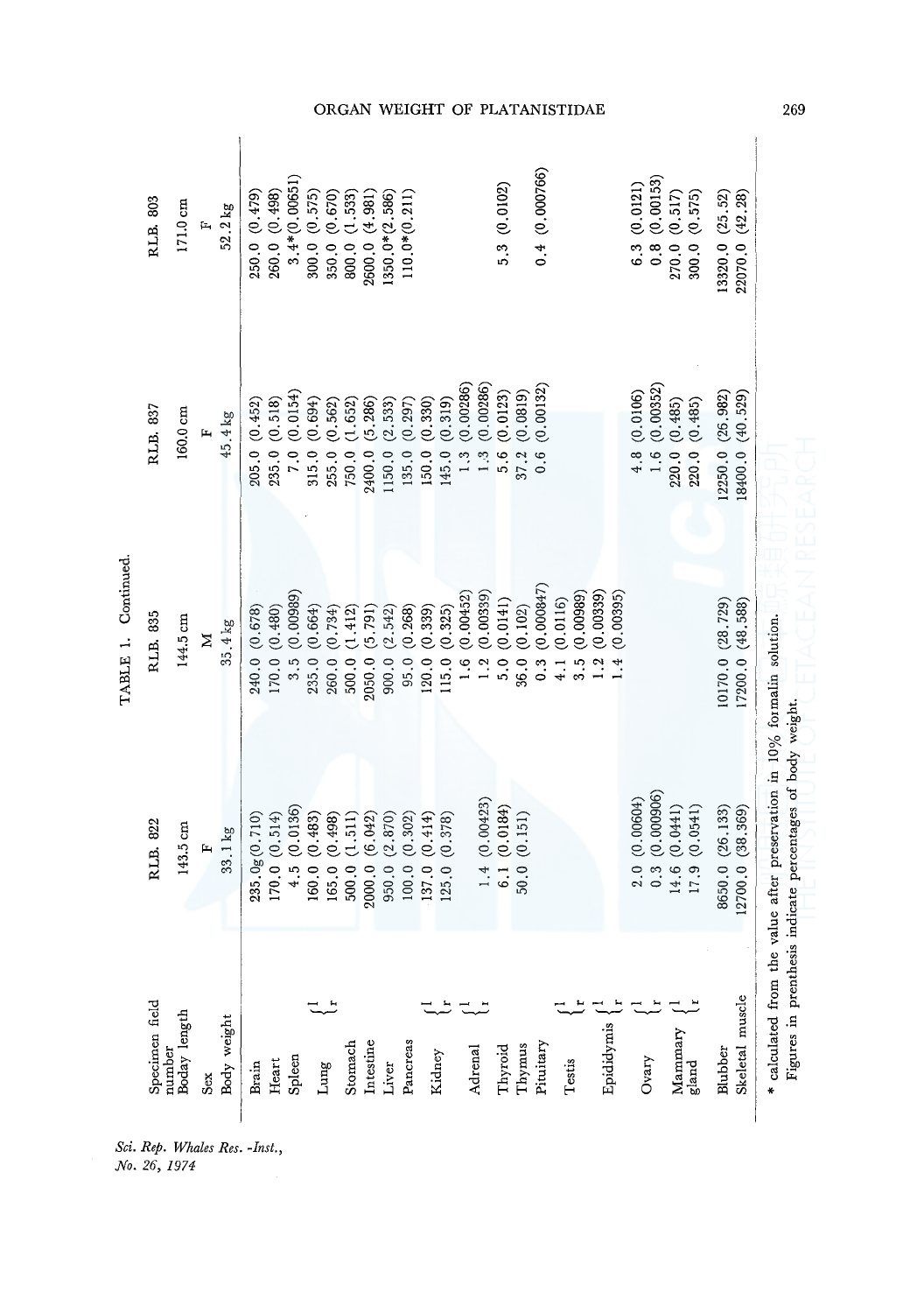TABLE 1. Continued.

| Specimen field number | | R.I.B. 822 | R.I.B. 835 | R.I.B. 837 | R.I.B. 803 |
|---|---|---|---|---|---|
| Boday length | | 143.5 cm | 144.5 cm | 160.0 cm | 171.0 cm |
| Sex | | F | M | F | F |
| Body weight | | 33.1 kg | 35.4 kg | 45.4 kg | 52.2 kg |
| Brain | | 235.0g (0.710) | 240.0 (0.678) | 205.0 (0.452) | 250.0 (0.479) |
| Heart | | 170.0 (0.514) | 170.0 (0.480) | 235.0 (0.518) | 260.0 (0.498) |
| Spleen | | 4.5 (0.0136) | 3.5 (0.00989) | 7.0 (0.0154) | 3.4*(0.00651) |
| Lung | l | 160.0 (0.483) | 235.0 (0.664) | 315.0 (0.694) | 300.0 (0.575) |
| | r | 165.0 (0.498) | 260.0 (0.734) | 255.0 (0.562) | 350.0 (0.670) |
| Stomach | | 500.0 (1.511) | 500.0 (1.412) | 750.0 (1.652) | 800.0 (1.533) |
| Intestine | | 2000.0 (6.042) | 2050.0 (5.791) | 2400.0 (5.286) | 2600.0 (4.981) |
| Liver | | 950.0 (2.870) | 900.0 (2.542) | 1150.0 (2.533) | 1350.0*(2.586) |
| Pancreas | | 100.0 (0.302) | 95.0 (0.268) | 135.0 (0.297) | 110.0*(0.211) |
| Kidney | l | 137.0 (0.414) | 120.0 (0.339) | 150.0 (0.330) | |
| | r | 125.0 (0.378) | 115.0 (0.325) | 145.0 (0.319) | |
| Adrenal | l | | 1.6 (0.00452) | 1.3 (0.00286) | |
| | r | 1.4 (0.00423) | 1.2 (0.00339) | 1.3 (0.00286) | |
| Thyroid | | 6.1 (0.0184) | 5.0 (0.0141) | 5.6 (0.0123) | 5.3 (0.0102) |
| Thymus | | 50.0 (0.151) | 36.0 (0.102) | 37.2 (0.0819) | |
| Pituitary | | | 0.3 (0.000847) | 0.6 (0.00132) | 0.4 (0.000766) |
| Testis | l | | 4.1 (0.0116) | | |
| | r | | 3.5 (0.00989) | | |
| Epididymis | l | | 1.2 (0.00339) | | |
| | r | | 1.4 (0.00395) | | |
| Ovary | l | 2.0 (0.00604) | | 4.8 (0.0106) | 6.3 (0.0121) |
| | r | 0.3 (0.000906) | | 1.6 (0.00352) | 0.8 (0.00153) |
| Mammary gland | l | 14.6 (0.0441) | | 220.0 (0.485) | 270.0 (0.517) |
| | r | 17.9 (0.0541) | | 220.0 (0.485) | 300.0 (0.575) |
| Blubber | | 8650.0 (26.133) | 10170.0 (28.729) | 12250.0 (26.982) | 13320.0 (25.52) |
| Skeletal muscle | | 12700.0 (38.369) | 17200.0 (48.588) | 18400.0 (40.529) | 22070.0 (42.28) |

\* calculated from the value after preservation in 10% formalin solution.
Figures in prenthesis indicate percentages of body weight.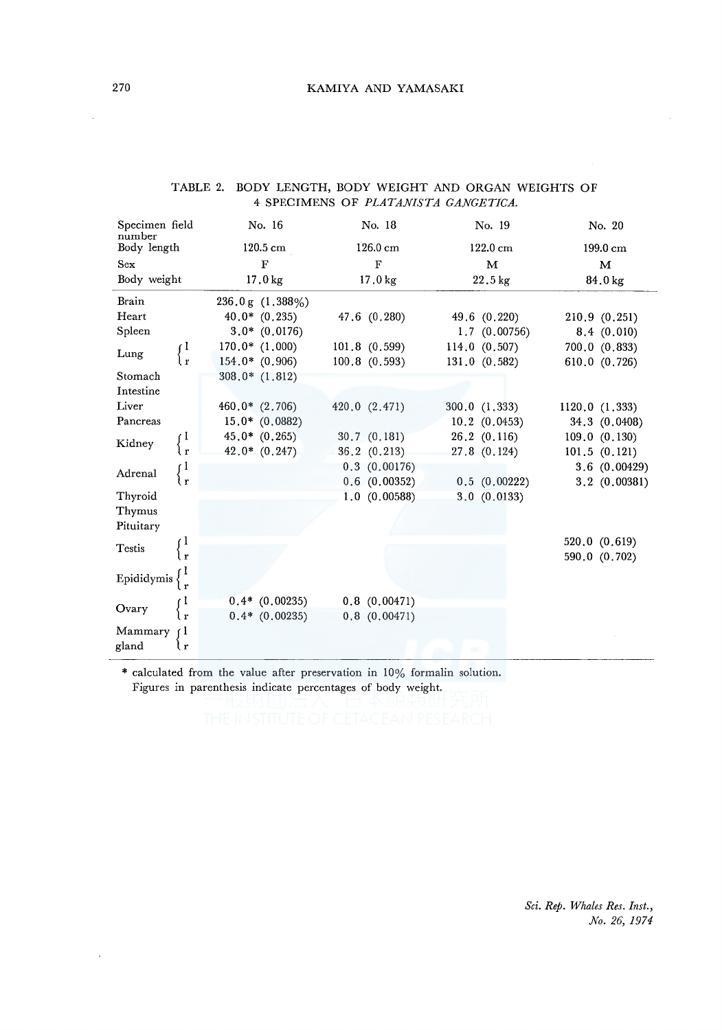TABLE 2. BODY LENGTH, BODY WEIGHT AND ORGAN WEIGHTS OF 4 SPECIMENS OF *PLATANISTA GANGETICA*.

| Specimen field number | | No. 16 | No. 18 | No. 19 | No. 20 |
|---|---|---|---|---|---|
| Body length | | 120.5 cm | 126.0 cm | 122.0 cm | 199.0 cm |
| Sex | | F | F | M | M |
| Body weight | | 17.0 kg | 17.0 kg | 22.5 kg | 84.0 kg |
| Brain | | 236.0 g (1.388%) | | | |
| Heart | | 40.0* (0.235) | 47.6 (0.280) | 49.6 (0.220) | 210.9 (0.251) |
| Spleen | | 3.0* (0.0176) | | 1.7 (0.00756) | 8.4 (0.010) |
| Lung | l | 170.0* (1.000) | 101.8 (0.599) | 114.0 (0.507) | 700.0 (0.833) |
| | r | 154.0* (0.906) | 100.8 (0.593) | 131.0 (0.582) | 610.0 (0.726) |
| Stomach | | 308.0* (1.812) | | | |
| Intestine | | | | | |
| Liver | | 460.0* (2.706) | 420.0 (2.471) | 300.0 (1.333) | 1120.0 (1.333) |
| Pancreas | | 15.0* (0.0882) | | 10.2 (0.0453) | 34.3 (0.0408) |
| Kidney | l | 45.0* (0.265) | 30.7 (0.181) | 26.2 (0.116) | 109.0 (0.130) |
| | r | 42.0* (0.247) | 36.2 (0.213) | 27.8 (0.124) | 101.5 (0.121) |
| Adrenal | l | | 0.3 (0.00176) | | 3.6 (0.00429) |
| | r | | 0.6 (0.00352) | 0.5 (0.00222) | 3.2 (0.00381) |
| Thyroid | | | 1.0 (0.00588) | 3.0 (0.0133) | |
| Thymus | | | | | |
| Pituitary | | | | | |
| Testis | l | | | | 520.0 (0.619) |
| | r | | | | 590.0 (0.702) |
| Epididymis | l | | | | |
| | r | | | | |
| Ovary | l | 0.4* (0.00235) | 0.8 (0.00471) | | |
| | r | 0.4* (0.00235) | 0.8 (0.00471) | | |
| Mammary gland | l | | | | |
| | r | | | | |

\* calculated from the value after preservation in 10% formalin solution.
Figures in parenthesis indicate percentages of body weight.